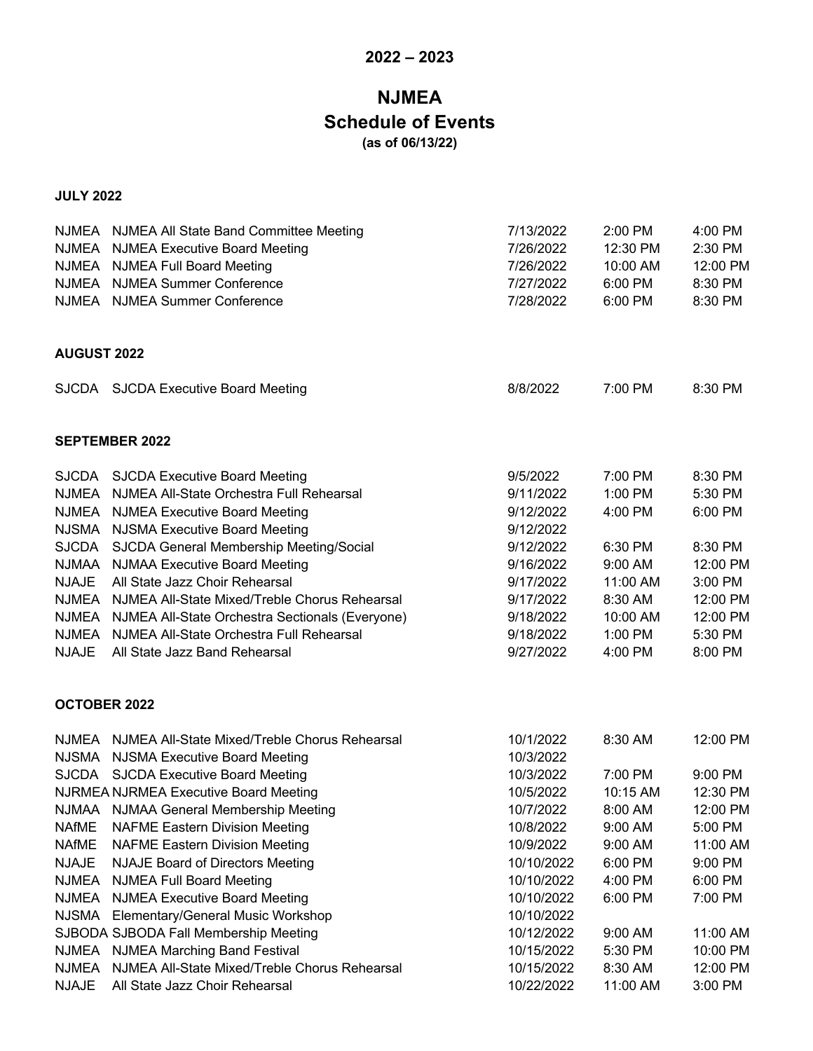# 2022 – 2023

# NJMEA
# Schedule of Events

**(as of 06/13/22)**

### JULY 2022

| | | | | |
|---|---|---|---|---|
| NJMEA | NJMEA All State Band Committee Meeting | 7/13/2022 | 2:00 PM | 4:00 PM |
| NJMEA | NJMEA Executive Board Meeting | 7/26/2022 | 12:30 PM | 2:30 PM |
| NJMEA | NJMEA Full Board Meeting | 7/26/2022 | 10:00 AM | 12:00 PM |
| NJMEA | NJMEA Summer Conference | 7/27/2022 | 6:00 PM | 8:30 PM |
| NJMEA | NJMEA Summer Conference | 7/28/2022 | 6:00 PM | 8:30 PM |

### AUGUST 2022

| | | | | |
|---|---|---|---|---|
| SJCDA | SJCDA Executive Board Meeting | 8/8/2022 | 7:00 PM | 8:30 PM |

### SEPTEMBER 2022

| | | | | |
|---|---|---|---|---|
| SJCDA | SJCDA Executive Board Meeting | 9/5/2022 | 7:00 PM | 8:30 PM |
| NJMEA | NJMEA All-State Orchestra Full Rehearsal | 9/11/2022 | 1:00 PM | 5:30 PM |
| NJMEA | NJMEA Executive Board Meeting | 9/12/2022 | 4:00 PM | 6:00 PM |
| NJSMA | NJSMA Executive Board Meeting | 9/12/2022 | | |
| SJCDA | SJCDA General Membership Meeting/Social | 9/12/2022 | 6:30 PM | 8:30 PM |
| NJMAA | NJMAA Executive Board Meeting | 9/16/2022 | 9:00 AM | 12:00 PM |
| NJAJE | All State Jazz Choir Rehearsal | 9/17/2022 | 11:00 AM | 3:00 PM |
| NJMEA | NJMEA All-State Mixed/Treble Chorus Rehearsal | 9/17/2022 | 8:30 AM | 12:00 PM |
| NJMEA | NJMEA All-State Orchestra Sectionals (Everyone) | 9/18/2022 | 10:00 AM | 12:00 PM |
| NJMEA | NJMEA All-State Orchestra Full Rehearsal | 9/18/2022 | 1:00 PM | 5:30 PM |
| NJAJE | All State Jazz Band Rehearsal | 9/27/2022 | 4:00 PM | 8:00 PM |

### OCTOBER 2022

| | | | | |
|---|---|---|---|---|
| NJMEA | NJMEA All-State Mixed/Treble Chorus Rehearsal | 10/1/2022 | 8:30 AM | 12:00 PM |
| NJSMA | NJSMA Executive Board Meeting | 10/3/2022 | | |
| SJCDA | SJCDA Executive Board Meeting | 10/3/2022 | 7:00 PM | 9:00 PM |
| NJRMEA | NJRMEA Executive Board Meeting | 10/5/2022 | 10:15 AM | 12:30 PM |
| NJMAA | NJMAA General Membership Meeting | 10/7/2022 | 8:00 AM | 12:00 PM |
| NAfME | NAFME Eastern Division Meeting | 10/8/2022 | 9:00 AM | 5:00 PM |
| NAfME | NAFME Eastern Division Meeting | 10/9/2022 | 9:00 AM | 11:00 AM |
| NJAJE | NJAJE Board of Directors Meeting | 10/10/2022 | 6:00 PM | 9:00 PM |
| NJMEA | NJMEA Full Board Meeting | 10/10/2022 | 4:00 PM | 6:00 PM |
| NJMEA | NJMEA Executive Board Meeting | 10/10/2022 | 6:00 PM | 7:00 PM |
| NJSMA | Elementary/General Music Workshop | 10/10/2022 | | |
| SJBODA | SJBODA Fall Membership Meeting | 10/12/2022 | 9:00 AM | 11:00 AM |
| NJMEA | NJMEA Marching Band Festival | 10/15/2022 | 5:30 PM | 10:00 PM |
| NJMEA | NJMEA All-State Mixed/Treble Chorus Rehearsal | 10/15/2022 | 8:30 AM | 12:00 PM |
| NJAJE | All State Jazz Choir Rehearsal | 10/22/2022 | 11:00 AM | 3:00 PM |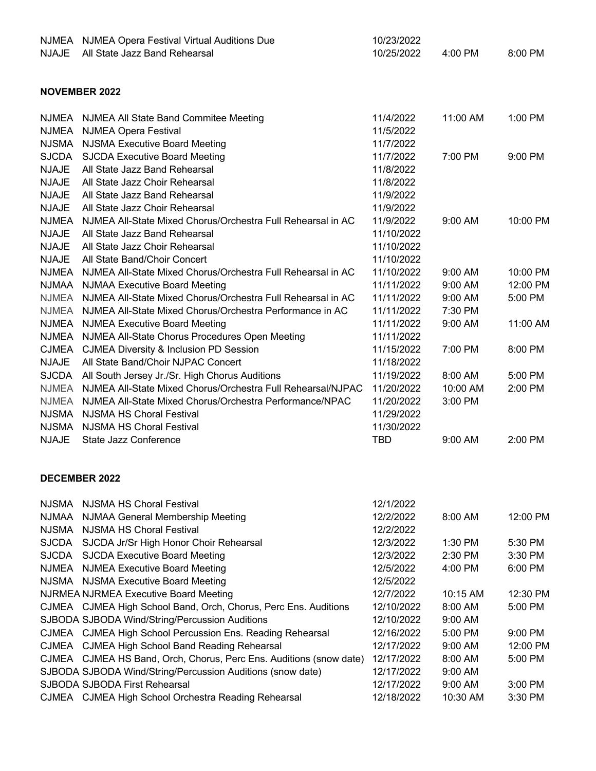| | | | | |
|---|---|---|---|---|
| NJMEA | NJMEA Opera Festival Virtual Auditions Due | 10/23/2022 | | |
| NJAJE | All State Jazz Band Rehearsal | 10/25/2022 | 4:00 PM | 8:00 PM |

**NOVEMBER 2022**

| | | | | |
|---|---|---|---|---|
| NJMEA | NJMEA All State Band Commitee Meeting | 11/4/2022 | 11:00 AM | 1:00 PM |
| NJMEA | NJMEA Opera Festival | 11/5/2022 | | |
| NJSMA | NJSMA Executive Board Meeting | 11/7/2022 | | |
| SJCDA | SJCDA Executive Board Meeting | 11/7/2022 | 7:00 PM | 9:00 PM |
| NJAJE | All State Jazz Band Rehearsal | 11/8/2022 | | |
| NJAJE | All State Jazz Choir Rehearsal | 11/8/2022 | | |
| NJAJE | All State Jazz Band Rehearsal | 11/9/2022 | | |
| NJAJE | All State Jazz Choir Rehearsal | 11/9/2022 | | |
| NJMEA | NJMEA All-State Mixed Chorus/Orchestra Full Rehearsal in AC | 11/9/2022 | 9:00 AM | 10:00 PM |
| NJAJE | All State Jazz Band Rehearsal | 11/10/2022 | | |
| NJAJE | All State Jazz Choir Rehearsal | 11/10/2022 | | |
| NJAJE | All State Band/Choir Concert | 11/10/2022 | | |
| NJMEA | NJMEA All-State Mixed Chorus/Orchestra Full Rehearsal in AC | 11/10/2022 | 9:00 AM | 10:00 PM |
| NJMAA | NJMAA Executive Board Meeting | 11/11/2022 | 9:00 AM | 12:00 PM |
| NJMEA | NJMEA All-State Mixed Chorus/Orchestra Full Rehearsal in AC | 11/11/2022 | 9:00 AM | 5:00 PM |
| NJMEA | NJMEA All-State Mixed Chorus/Orchestra Performance in AC | 11/11/2022 | 7:30 PM | |
| NJMEA | NJMEA Executive Board Meeting | 11/11/2022 | 9:00 AM | 11:00 AM |
| NJMEA | NJMEA All-State Chorus Procedures Open Meeting | 11/11/2022 | | |
| CJMEA | CJMEA Diversity & Inclusion PD Session | 11/15/2022 | 7:00 PM | 8:00 PM |
| NJAJE | All State Band/Choir NJPAC Concert | 11/18/2022 | | |
| SJCDA | All South Jersey Jr./Sr. High Chorus Auditions | 11/19/2022 | 8:00 AM | 5:00 PM |
| NJMEA | NJMEA All-State Mixed Chorus/Orchestra Full Rehearsal/NJPAC | 11/20/2022 | 10:00 AM | 2:00 PM |
| NJMEA | NJMEA All-State Mixed Chorus/Orchestra Performance/NPAC | 11/20/2022 | 3:00 PM | |
| NJSMA | NJSMA HS Choral Festival | 11/29/2022 | | |
| NJSMA | NJSMA HS Choral Festival | 11/30/2022 | | |
| NJAJE | State Jazz Conference | TBD | 9:00 AM | 2:00 PM |

**DECEMBER 2022**

| | | | | |
|---|---|---|---|---|
| NJSMA | NJSMA HS Choral Festival | 12/1/2022 | | |
| NJMAA | NJMAA General Membership Meeting | 12/2/2022 | 8:00 AM | 12:00 PM |
| NJSMA | NJSMA HS Choral Festival | 12/2/2022 | | |
| SJCDA | SJCDA Jr/Sr High Honor Choir Rehearsal | 12/3/2022 | 1:30 PM | 5:30 PM |
| SJCDA | SJCDA Executive Board Meeting | 12/3/2022 | 2:30 PM | 3:30 PM |
| NJMEA | NJMEA Executive Board Meeting | 12/5/2022 | 4:00 PM | 6:00 PM |
| NJSMA | NJSMA Executive Board Meeting | 12/5/2022 | | |
| NJRMEA | NJRMEA Executive Board Meeting | 12/7/2022 | 10:15 AM | 12:30 PM |
| CJMEA | CJMEA High School Band, Orch, Chorus, Perc Ens. Auditions | 12/10/2022 | 8:00 AM | 5:00 PM |
| SJBODA | SJBODA Wind/String/Percussion Auditions | 12/10/2022 | 9:00 AM | |
| CJMEA | CJMEA High School Percussion Ens. Reading Rehearsal | 12/16/2022 | 5:00 PM | 9:00 PM |
| CJMEA | CJMEA High School Band Reading Rehearsal | 12/17/2022 | 9:00 AM | 12:00 PM |
| CJMEA | CJMEA HS Band, Orch, Chorus, Perc Ens. Auditions (snow date) | 12/17/2022 | 8:00 AM | 5:00 PM |
| SJBODA | SJBODA Wind/String/Percussion Auditions (snow date) | 12/17/2022 | 9:00 AM | |
| SJBODA | SJBODA First Rehearsal | 12/17/2022 | 9:00 AM | 3:00 PM |
| CJMEA | CJMEA High School Orchestra Reading Rehearsal | 12/18/2022 | 10:30 AM | 3:30 PM |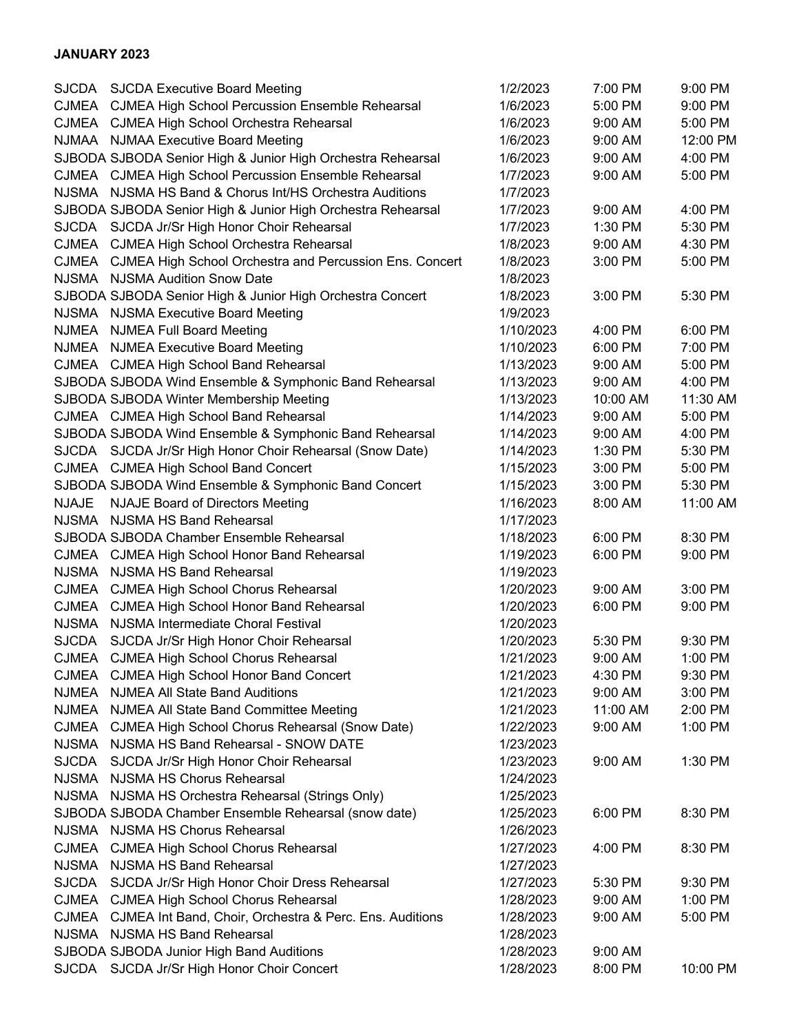**JANUARY 2023**

| | | | | |
|---|---|---|---|---|
| SJCDA | SJCDA Executive Board Meeting | 1/2/2023 | 7:00 PM | 9:00 PM |
| CJMEA | CJMEA High School Percussion Ensemble Rehearsal | 1/6/2023 | 5:00 PM | 9:00 PM |
| CJMEA | CJMEA High School Orchestra Rehearsal | 1/6/2023 | 9:00 AM | 5:00 PM |
| NJMAA | NJMAA Executive Board Meeting | 1/6/2023 | 9:00 AM | 12:00 PM |
| SJBODA | SJBODA Senior High & Junior High Orchestra Rehearsal | 1/6/2023 | 9:00 AM | 4:00 PM |
| CJMEA | CJMEA High School Percussion Ensemble Rehearsal | 1/7/2023 | 9:00 AM | 5:00 PM |
| NJSMA | NJSMA HS Band & Chorus Int/HS Orchestra Auditions | 1/7/2023 | | |
| SJBODA | SJBODA Senior High & Junior High Orchestra Rehearsal | 1/7/2023 | 9:00 AM | 4:00 PM |
| SJCDA | SJCDA Jr/Sr High Honor Choir Rehearsal | 1/7/2023 | 1:30 PM | 5:30 PM |
| CJMEA | CJMEA High School Orchestra Rehearsal | 1/8/2023 | 9:00 AM | 4:30 PM |
| CJMEA | CJMEA High School Orchestra and Percussion Ens. Concert | 1/8/2023 | 3:00 PM | 5:00 PM |
| NJSMA | NJSMA Audition Snow Date | 1/8/2023 | | |
| SJBODA | SJBODA Senior High & Junior High Orchestra Concert | 1/8/2023 | 3:00 PM | 5:30 PM |
| NJSMA | NJSMA Executive Board Meeting | 1/9/2023 | | |
| NJMEA | NJMEA Full Board Meeting | 1/10/2023 | 4:00 PM | 6:00 PM |
| NJMEA | NJMEA Executive Board Meeting | 1/10/2023 | 6:00 PM | 7:00 PM |
| CJMEA | CJMEA High School Band Rehearsal | 1/13/2023 | 9:00 AM | 5:00 PM |
| SJBODA | SJBODA Wind Ensemble & Symphonic Band Rehearsal | 1/13/2023 | 9:00 AM | 4:00 PM |
| SJBODA | SJBODA Winter Membership Meeting | 1/13/2023 | 10:00 AM | 11:30 AM |
| CJMEA | CJMEA High School Band Rehearsal | 1/14/2023 | 9:00 AM | 5:00 PM |
| SJBODA | SJBODA Wind Ensemble & Symphonic Band Rehearsal | 1/14/2023 | 9:00 AM | 4:00 PM |
| SJCDA | SJCDA Jr/Sr High Honor Choir Rehearsal (Snow Date) | 1/14/2023 | 1:30 PM | 5:30 PM |
| CJMEA | CJMEA High School Band Concert | 1/15/2023 | 3:00 PM | 5:00 PM |
| SJBODA | SJBODA Wind Ensemble & Symphonic Band Concert | 1/15/2023 | 3:00 PM | 5:30 PM |
| NJAJE | NJAJE Board of Directors Meeting | 1/16/2023 | 8:00 AM | 11:00 AM |
| NJSMA | NJSMA HS Band Rehearsal | 1/17/2023 | | |
| SJBODA | SJBODA Chamber Ensemble Rehearsal | 1/18/2023 | 6:00 PM | 8:30 PM |
| CJMEA | CJMEA High School Honor Band Rehearsal | 1/19/2023 | 6:00 PM | 9:00 PM |
| NJSMA | NJSMA HS Band Rehearsal | 1/19/2023 | | |
| CJMEA | CJMEA High School Chorus Rehearsal | 1/20/2023 | 9:00 AM | 3:00 PM |
| CJMEA | CJMEA High School Honor Band Rehearsal | 1/20/2023 | 6:00 PM | 9:00 PM |
| NJSMA | NJSMA Intermediate Choral Festival | 1/20/2023 | | |
| SJCDA | SJCDA Jr/Sr High Honor Choir Rehearsal | 1/20/2023 | 5:30 PM | 9:30 PM |
| CJMEA | CJMEA High School Chorus Rehearsal | 1/21/2023 | 9:00 AM | 1:00 PM |
| CJMEA | CJMEA High School Honor Band Concert | 1/21/2023 | 4:30 PM | 9:30 PM |
| NJMEA | NJMEA All State Band Auditions | 1/21/2023 | 9:00 AM | 3:00 PM |
| NJMEA | NJMEA All State Band Committee Meeting | 1/21/2023 | 11:00 AM | 2:00 PM |
| CJMEA | CJMEA High School Chorus Rehearsal (Snow Date) | 1/22/2023 | 9:00 AM | 1:00 PM |
| NJSMA | NJSMA HS Band Rehearsal - SNOW DATE | 1/23/2023 | | |
| SJCDA | SJCDA Jr/Sr High Honor Choir Rehearsal | 1/23/2023 | 9:00 AM | 1:30 PM |
| NJSMA | NJSMA HS Chorus Rehearsal | 1/24/2023 | | |
| NJSMA | NJSMA HS Orchestra Rehearsal (Strings Only) | 1/25/2023 | | |
| SJBODA | SJBODA Chamber Ensemble Rehearsal (snow date) | 1/25/2023 | 6:00 PM | 8:30 PM |
| NJSMA | NJSMA HS Chorus Rehearsal | 1/26/2023 | | |
| CJMEA | CJMEA High School Chorus Rehearsal | 1/27/2023 | 4:00 PM | 8:30 PM |
| NJSMA | NJSMA HS Band Rehearsal | 1/27/2023 | | |
| SJCDA | SJCDA Jr/Sr High Honor Choir Dress Rehearsal | 1/27/2023 | 5:30 PM | 9:30 PM |
| CJMEA | CJMEA High School Chorus Rehearsal | 1/28/2023 | 9:00 AM | 1:00 PM |
| CJMEA | CJMEA Int Band, Choir, Orchestra & Perc. Ens. Auditions | 1/28/2023 | 9:00 AM | 5:00 PM |
| NJSMA | NJSMA HS Band Rehearsal | 1/28/2023 | | |
| SJBODA | SJBODA Junior High Band Auditions | 1/28/2023 | 9:00 AM | |
| SJCDA | SJCDA Jr/Sr High Honor Choir Concert | 1/28/2023 | 8:00 PM | 10:00 PM |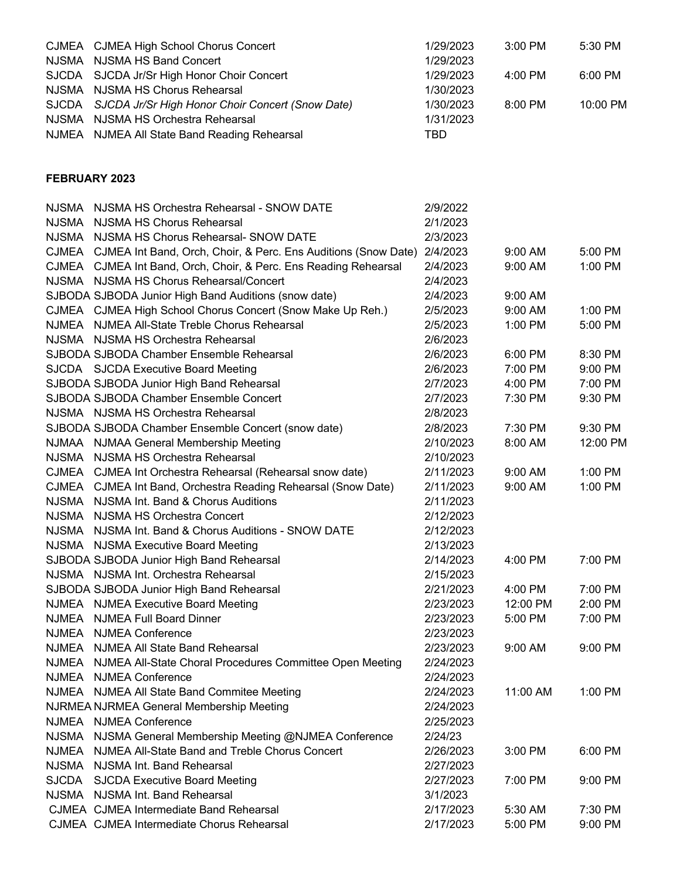| | | | | |
|---|---|---|---|---|
| CJMEA | CJMEA High School Chorus Concert | 1/29/2023 | 3:00 PM | 5:30 PM |
| NJSMA | NJSMA HS Band Concert | 1/29/2023 | | |
| SJCDA | SJCDA Jr/Sr High Honor Choir Concert | 1/29/2023 | 4:00 PM | 6:00 PM |
| NJSMA | NJSMA HS Chorus Rehearsal | 1/30/2023 | | |
| SJCDA | *SJCDA Jr/Sr High Honor Choir Concert (Snow Date)* | 1/30/2023 | 8:00 PM | 10:00 PM |
| NJSMA | NJSMA HS Orchestra Rehearsal | 1/31/2023 | | |
| NJMEA | NJMEA All State Band Reading Rehearsal | TBD | | |

**FEBRUARY 2023**

| | | | | |
|---|---|---|---|---|
| NJSMA | NJSMA HS Orchestra Rehearsal - SNOW DATE | 2/9/2022 | | |
| NJSMA | NJSMA HS Chorus Rehearsal | 2/1/2023 | | |
| NJSMA | NJSMA HS Chorus Rehearsal- SNOW DATE | 2/3/2023 | | |
| CJMEA | CJMEA Int Band, Orch, Choir, & Perc. Ens Auditions (Snow Date) | 2/4/2023 | 9:00 AM | 5:00 PM |
| CJMEA | CJMEA Int Band, Orch, Choir, & Perc. Ens Reading Rehearsal | 2/4/2023 | 9:00 AM | 1:00 PM |
| NJSMA | NJSMA HS Chorus Rehearsal/Concert | 2/4/2023 | | |
| SJBODA | SJBODA Junior High Band Auditions (snow date) | 2/4/2023 | 9:00 AM | |
| CJMEA | CJMEA High School Chorus Concert (Snow Make Up Reh.) | 2/5/2023 | 9:00 AM | 1:00 PM |
| NJMEA | NJMEA All-State Treble Chorus Rehearsal | 2/5/2023 | 1:00 PM | 5:00 PM |
| NJSMA | NJSMA HS Orchestra Rehearsal | 2/6/2023 | | |
| SJBODA | SJBODA Chamber Ensemble Rehearsal | 2/6/2023 | 6:00 PM | 8:30 PM |
| SJCDA | SJCDA Executive Board Meeting | 2/6/2023 | 7:00 PM | 9:00 PM |
| SJBODA | SJBODA Junior High Band Rehearsal | 2/7/2023 | 4:00 PM | 7:00 PM |
| SJBODA | SJBODA Chamber Ensemble Concert | 2/7/2023 | 7:30 PM | 9:30 PM |
| NJSMA | NJSMA HS Orchestra Rehearsal | 2/8/2023 | | |
| SJBODA | SJBODA Chamber Ensemble Concert (snow date) | 2/8/2023 | 7:30 PM | 9:30 PM |
| NJMAA | NJMAA General Membership Meeting | 2/10/2023 | 8:00 AM | 12:00 PM |
| NJSMA | NJSMA HS Orchestra Rehearsal | 2/10/2023 | | |
| CJMEA | CJMEA Int Orchestra Rehearsal (Rehearsal snow date) | 2/11/2023 | 9:00 AM | 1:00 PM |
| CJMEA | CJMEA Int Band, Orchestra Reading Rehearsal (Snow Date) | 2/11/2023 | 9:00 AM | 1:00 PM |
| NJSMA | NJSMA Int. Band & Chorus Auditions | 2/11/2023 | | |
| NJSMA | NJSMA HS Orchestra Concert | 2/12/2023 | | |
| NJSMA | NJSMA Int. Band & Chorus Auditions - SNOW DATE | 2/12/2023 | | |
| NJSMA | NJSMA Executive Board Meeting | 2/13/2023 | | |
| SJBODA | SJBODA Junior High Band Rehearsal | 2/14/2023 | 4:00 PM | 7:00 PM |
| NJSMA | NJSMA Int. Orchestra Rehearsal | 2/15/2023 | | |
| SJBODA | SJBODA Junior High Band Rehearsal | 2/21/2023 | 4:00 PM | 7:00 PM |
| NJMEA | NJMEA Executive Board Meeting | 2/23/2023 | 12:00 PM | 2:00 PM |
| NJMEA | NJMEA Full Board Dinner | 2/23/2023 | 5:00 PM | 7:00 PM |
| NJMEA | NJMEA Conference | 2/23/2023 | | |
| NJMEA | NJMEA All State Band Rehearsal | 2/23/2023 | 9:00 AM | 9:00 PM |
| NJMEA | NJMEA All-State Choral Procedures Committee Open Meeting | 2/24/2023 | | |
| NJMEA | NJMEA Conference | 2/24/2023 | | |
| NJMEA | NJMEA All State Band Commitee Meeting | 2/24/2023 | 11:00 AM | 1:00 PM |
| NJRMEA | NJRMEA General Membership Meeting | 2/24/2023 | | |
| NJMEA | NJMEA Conference | 2/25/2023 | | |
| NJSMA | NJSMA General Membership Meeting @NJMEA Conference | 2/24/23 | | |
| NJMEA | NJMEA All-State Band and Treble Chorus Concert | 2/26/2023 | 3:00 PM | 6:00 PM |
| NJSMA | NJSMA Int. Band Rehearsal | 2/27/2023 | | |
| SJCDA | SJCDA Executive Board Meeting | 2/27/2023 | 7:00 PM | 9:00 PM |
| NJSMA | NJSMA Int. Band Rehearsal | 3/1/2023 | | |
| CJMEA | CJMEA Intermediate Band Rehearsal | 2/17/2023 | 5:30 AM | 7:30 PM |
| CJMEA | CJMEA Intermediate Chorus Rehearsal | 2/17/2023 | 5:00 PM | 9:00 PM |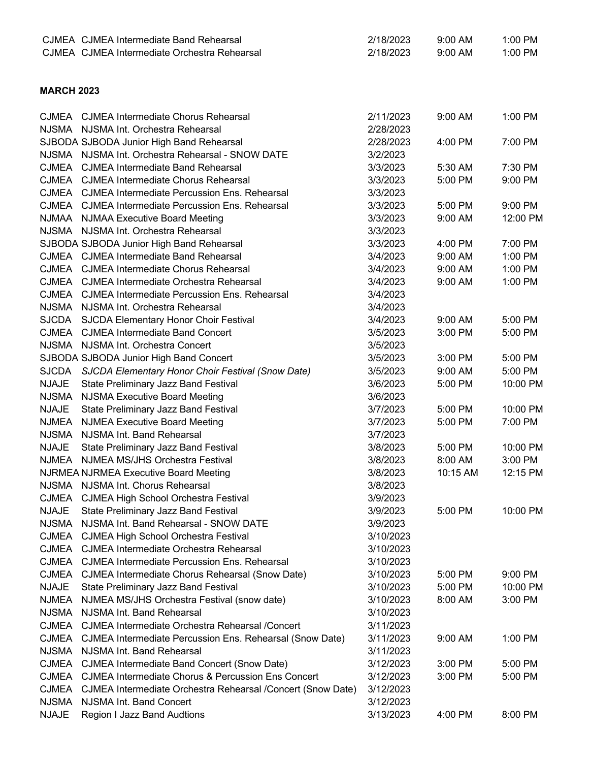| | | | | |
|---|---|---|---|---|
| CJMEA | CJMEA Intermediate Band Rehearsal | 2/18/2023 | 9:00 AM | 1:00 PM |
| CJMEA | CJMEA Intermediate Orchestra Rehearsal | 2/18/2023 | 9:00 AM | 1:00 PM |

**MARCH 2023**

| | | | | |
|---|---|---|---|---|
| CJMEA | CJMEA Intermediate Chorus Rehearsal | 2/11/2023 | 9:00 AM | 1:00 PM |
| NJSMA | NJSMA Int. Orchestra Rehearsal | 2/28/2023 | | |
| SJBODA | SJBODA Junior High Band Rehearsal | 2/28/2023 | 4:00 PM | 7:00 PM |
| NJSMA | NJSMA Int. Orchestra Rehearsal - SNOW DATE | 3/2/2023 | | |
| CJMEA | CJMEA Intermediate Band Rehearsal | 3/3/2023 | 5:30 AM | 7:30 PM |
| CJMEA | CJMEA Intermediate Chorus Rehearsal | 3/3/2023 | 5:00 PM | 9:00 PM |
| CJMEA | CJMEA Intermediate Percussion Ens. Rehearsal | 3/3/2023 | | |
| CJMEA | CJMEA Intermediate Percussion Ens. Rehearsal | 3/3/2023 | 5:00 PM | 9:00 PM |
| NJMAA | NJMAA Executive Board Meeting | 3/3/2023 | 9:00 AM | 12:00 PM |
| NJSMA | NJSMA Int. Orchestra Rehearsal | 3/3/2023 | | |
| SJBODA | SJBODA Junior High Band Rehearsal | 3/3/2023 | 4:00 PM | 7:00 PM |
| CJMEA | CJMEA Intermediate Band Rehearsal | 3/4/2023 | 9:00 AM | 1:00 PM |
| CJMEA | CJMEA Intermediate Chorus Rehearsal | 3/4/2023 | 9:00 AM | 1:00 PM |
| CJMEA | CJMEA Intermediate Orchestra Rehearsal | 3/4/2023 | 9:00 AM | 1:00 PM |
| CJMEA | CJMEA Intermediate Percussion Ens. Rehearsal | 3/4/2023 | | |
| NJSMA | NJSMA Int. Orchestra Rehearsal | 3/4/2023 | | |
| SJCDA | SJCDA Elementary Honor Choir Festival | 3/4/2023 | 9:00 AM | 5:00 PM |
| CJMEA | CJMEA Intermediate Band Concert | 3/5/2023 | 3:00 PM | 5:00 PM |
| NJSMA | NJSMA Int. Orchestra Concert | 3/5/2023 | | |
| SJBODA | SJBODA Junior High Band Concert | 3/5/2023 | 3:00 PM | 5:00 PM |
| SJCDA | *SJCDA Elementary Honor Choir Festival (Snow Date)* | 3/5/2023 | 9:00 AM | 5:00 PM |
| NJAJE | State Preliminary Jazz Band Festival | 3/6/2023 | 5:00 PM | 10:00 PM |
| NJSMA | NJSMA Executive Board Meeting | 3/6/2023 | | |
| NJAJE | State Preliminary Jazz Band Festival | 3/7/2023 | 5:00 PM | 10:00 PM |
| NJMEA | NJMEA Executive Board Meeting | 3/7/2023 | 5:00 PM | 7:00 PM |
| NJSMA | NJSMA Int. Band Rehearsal | 3/7/2023 | | |
| NJAJE | State Preliminary Jazz Band Festival | 3/8/2023 | 5:00 PM | 10:00 PM |
| NJMEA | NJMEA MS/JHS Orchestra Festival | 3/8/2023 | 8:00 AM | 3:00 PM |
| NJRMEA | NJRMEA Executive Board Meeting | 3/8/2023 | 10:15 AM | 12:15 PM |
| NJSMA | NJSMA Int. Chorus Rehearsal | 3/8/2023 | | |
| CJMEA | CJMEA High School Orchestra Festival | 3/9/2023 | | |
| NJAJE | State Preliminary Jazz Band Festival | 3/9/2023 | 5:00 PM | 10:00 PM |
| NJSMA | NJSMA Int. Band Rehearsal - SNOW DATE | 3/9/2023 | | |
| CJMEA | CJMEA High School Orchestra Festival | 3/10/2023 | | |
| CJMEA | CJMEA Intermediate Orchestra Rehearsal | 3/10/2023 | | |
| CJMEA | CJMEA Intermediate Percussion Ens. Rehearsal | 3/10/2023 | | |
| CJMEA | CJMEA Intermediate Chorus Rehearsal (Snow Date) | 3/10/2023 | 5:00 PM | 9:00 PM |
| NJAJE | State Preliminary Jazz Band Festival | 3/10/2023 | 5:00 PM | 10:00 PM |
| NJMEA | NJMEA MS/JHS Orchestra Festival (snow date) | 3/10/2023 | 8:00 AM | 3:00 PM |
| NJSMA | NJSMA Int. Band Rehearsal | 3/10/2023 | | |
| CJMEA | CJMEA Intermediate Orchestra Rehearsal /Concert | 3/11/2023 | | |
| CJMEA | CJMEA Intermediate Percussion Ens. Rehearsal (Snow Date) | 3/11/2023 | 9:00 AM | 1:00 PM |
| NJSMA | NJSMA Int. Band Rehearsal | 3/11/2023 | | |
| CJMEA | CJMEA Intermediate Band Concert (Snow Date) | 3/12/2023 | 3:00 PM | 5:00 PM |
| CJMEA | CJMEA Intermediate Chorus & Percussion Ens Concert | 3/12/2023 | 3:00 PM | 5:00 PM |
| CJMEA | CJMEA Intermediate Orchestra Rehearsal /Concert (Snow Date) | 3/12/2023 | | |
| NJSMA | NJSMA Int. Band Concert | 3/12/2023 | | |
| NJAJE | Region I Jazz Band Audtions | 3/13/2023 | 4:00 PM | 8:00 PM |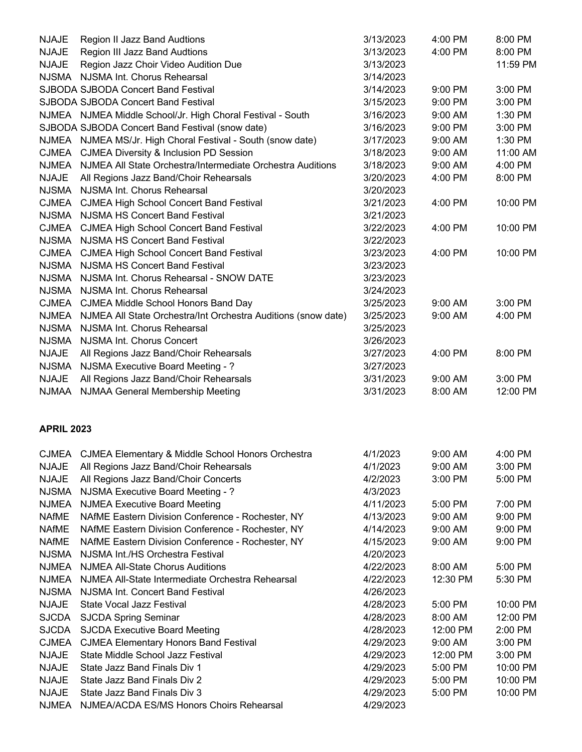| | | | | |
|---|---|---|---|---|
| NJAJE | Region II Jazz Band Audtions | 3/13/2023 | 4:00 PM | 8:00 PM |
| NJAJE | Region III Jazz Band Audtions | 3/13/2023 | 4:00 PM | 8:00 PM |
| NJAJE | Region Jazz Choir Video Audition Due | 3/13/2023 | | 11:59 PM |
| NJSMA | NJSMA Int. Chorus Rehearsal | 3/14/2023 | | |
| SJBODA | SJBODA Concert Band Festival | 3/14/2023 | 9:00 PM | 3:00 PM |
| SJBODA | SJBODA Concert Band Festival | 3/15/2023 | 9:00 PM | 3:00 PM |
| NJMEA | NJMEA Middle School/Jr. High Choral Festival - South | 3/16/2023 | 9:00 AM | 1:30 PM |
| SJBODA | SJBODA Concert Band Festival (snow date) | 3/16/2023 | 9:00 PM | 3:00 PM |
| NJMEA | NJMEA MS/Jr. High Choral Festival - South (snow date) | 3/17/2023 | 9:00 AM | 1:30 PM |
| CJMEA | CJMEA Diversity & Inclusion PD Session | 3/18/2023 | 9:00 AM | 11:00 AM |
| NJMEA | NJMEA All State Orchestra/Intermediate Orchestra Auditions | 3/18/2023 | 9:00 AM | 4:00 PM |
| NJAJE | All Regions Jazz Band/Choir Rehearsals | 3/20/2023 | 4:00 PM | 8:00 PM |
| NJSMA | NJSMA Int. Chorus Rehearsal | 3/20/2023 | | |
| CJMEA | CJMEA High School Concert Band Festival | 3/21/2023 | 4:00 PM | 10:00 PM |
| NJSMA | NJSMA HS Concert Band Festival | 3/21/2023 | | |
| CJMEA | CJMEA High School Concert Band Festival | 3/22/2023 | 4:00 PM | 10:00 PM |
| NJSMA | NJSMA HS Concert Band Festival | 3/22/2023 | | |
| CJMEA | CJMEA High School Concert Band Festival | 3/23/2023 | 4:00 PM | 10:00 PM |
| NJSMA | NJSMA HS Concert Band Festival | 3/23/2023 | | |
| NJSMA | NJSMA Int. Chorus Rehearsal - SNOW DATE | 3/23/2023 | | |
| NJSMA | NJSMA Int. Chorus Rehearsal | 3/24/2023 | | |
| CJMEA | CJMEA Middle School Honors Band Day | 3/25/2023 | 9:00 AM | 3:00 PM |
| NJMEA | NJMEA All State Orchestra/Int Orchestra Auditions (snow date) | 3/25/2023 | 9:00 AM | 4:00 PM |
| NJSMA | NJSMA Int. Chorus Rehearsal | 3/25/2023 | | |
| NJSMA | NJSMA Int. Chorus Concert | 3/26/2023 | | |
| NJAJE | All Regions Jazz Band/Choir Rehearsals | 3/27/2023 | 4:00 PM | 8:00 PM |
| NJSMA | NJSMA Executive Board Meeting - ? | 3/27/2023 | | |
| NJAJE | All Regions Jazz Band/Choir Rehearsals | 3/31/2023 | 9:00 AM | 3:00 PM |
| NJMAA | NJMAA General Membership Meeting | 3/31/2023 | 8:00 AM | 12:00 PM |

**APRIL 2023**

| | | | | |
|---|---|---|---|---|
| CJMEA | CJMEA Elementary & Middle School Honors Orchestra | 4/1/2023 | 9:00 AM | 4:00 PM |
| NJAJE | All Regions Jazz Band/Choir Rehearsals | 4/1/2023 | 9:00 AM | 3:00 PM |
| NJAJE | All Regions Jazz Band/Choir Concerts | 4/2/2023 | 3:00 PM | 5:00 PM |
| NJSMA | NJSMA Executive Board Meeting - ? | 4/3/2023 | | |
| NJMEA | NJMEA Executive Board Meeting | 4/11/2023 | 5:00 PM | 7:00 PM |
| NAfME | NAfME Eastern Division Conference - Rochester, NY | 4/13/2023 | 9:00 AM | 9:00 PM |
| NAfME | NAfME Eastern Division Conference - Rochester, NY | 4/14/2023 | 9:00 AM | 9:00 PM |
| NAfME | NAfME Eastern Division Conference - Rochester, NY | 4/15/2023 | 9:00 AM | 9:00 PM |
| NJSMA | NJSMA Int./HS Orchestra Festival | 4/20/2023 | | |
| NJMEA | NJMEA All-State Chorus Auditions | 4/22/2023 | 8:00 AM | 5:00 PM |
| NJMEA | NJMEA All-State Intermediate Orchestra Rehearsal | 4/22/2023 | 12:30 PM | 5:30 PM |
| NJSMA | NJSMA Int. Concert Band Festival | 4/26/2023 | | |
| NJAJE | State Vocal Jazz Festival | 4/28/2023 | 5:00 PM | 10:00 PM |
| SJCDA | SJCDA Spring Seminar | 4/28/2023 | 8:00 AM | 12:00 PM |
| SJCDA | SJCDA Executive Board Meeting | 4/28/2023 | 12:00 PM | 2:00 PM |
| CJMEA | CJMEA Elementary Honors Band Festival | 4/29/2023 | 9:00 AM | 3:00 PM |
| NJAJE | State Middle School Jazz Festival | 4/29/2023 | 12:00 PM | 3:00 PM |
| NJAJE | State Jazz Band Finals Div 1 | 4/29/2023 | 5:00 PM | 10:00 PM |
| NJAJE | State Jazz Band Finals Div 2 | 4/29/2023 | 5:00 PM | 10:00 PM |
| NJAJE | State Jazz Band Finals Div 3 | 4/29/2023 | 5:00 PM | 10:00 PM |
| NJMEA | NJMEA/ACDA ES/MS Honors Choirs Rehearsal | 4/29/2023 | | |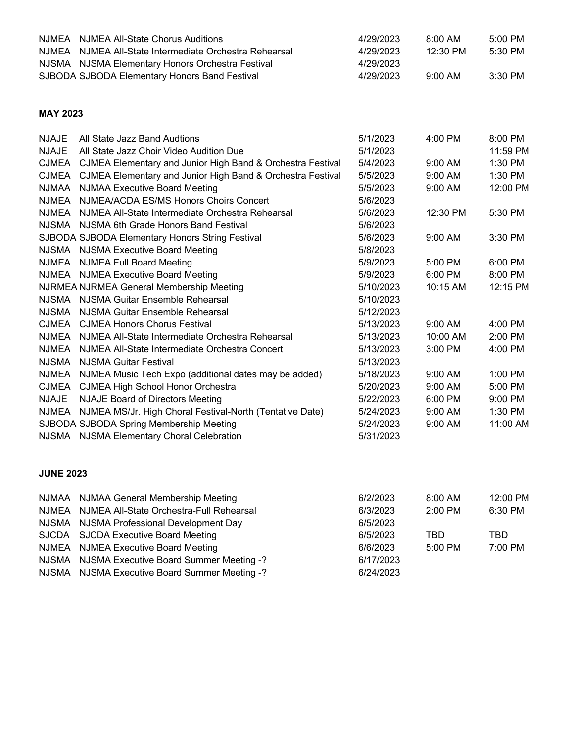| | | | | |
|---|---|---|---|---|
| NJMEA | NJMEA All-State Chorus Auditions | 4/29/2023 | 8:00 AM | 5:00 PM |
| NJMEA | NJMEA All-State Intermediate Orchestra Rehearsal | 4/29/2023 | 12:30 PM | 5:30 PM |
| NJSMA | NJSMA Elementary Honors Orchestra Festival | 4/29/2023 | | |
| SJBODA | SJBODA Elementary Honors Band Festival | 4/29/2023 | 9:00 AM | 3:30 PM |

**MAY 2023**

| | | | | |
|---|---|---|---|---|
| NJAJE | All State Jazz Band Audtions | 5/1/2023 | 4:00 PM | 8:00 PM |
| NJAJE | All State Jazz Choir Video Audition Due | 5/1/2023 | | 11:59 PM |
| CJMEA | CJMEA Elementary and Junior High Band & Orchestra Festival | 5/4/2023 | 9:00 AM | 1:30 PM |
| CJMEA | CJMEA Elementary and Junior High Band & Orchestra Festival | 5/5/2023 | 9:00 AM | 1:30 PM |
| NJMAA | NJMAA Executive Board Meeting | 5/5/2023 | 9:00 AM | 12:00 PM |
| NJMEA | NJMEA/ACDA ES/MS Honors Choirs Concert | 5/6/2023 | | |
| NJMEA | NJMEA All-State Intermediate Orchestra Rehearsal | 5/6/2023 | 12:30 PM | 5:30 PM |
| NJSMA | NJSMA 6th Grade Honors Band Festival | 5/6/2023 | | |
| SJBODA | SJBODA Elementary Honors String Festival | 5/6/2023 | 9:00 AM | 3:30 PM |
| NJSMA | NJSMA Executive Board Meeting | 5/8/2023 | | |
| NJMEA | NJMEA Full Board Meeting | 5/9/2023 | 5:00 PM | 6:00 PM |
| NJMEA | NJMEA Executive Board Meeting | 5/9/2023 | 6:00 PM | 8:00 PM |
| NJRMEA | NJRMEA General Membership Meeting | 5/10/2023 | 10:15 AM | 12:15 PM |
| NJSMA | NJSMA Guitar Ensemble Rehearsal | 5/10/2023 | | |
| NJSMA | NJSMA Guitar Ensemble Rehearsal | 5/12/2023 | | |
| CJMEA | CJMEA Honors Chorus Festival | 5/13/2023 | 9:00 AM | 4:00 PM |
| NJMEA | NJMEA All-State Intermediate Orchestra Rehearsal | 5/13/2023 | 10:00 AM | 2:00 PM |
| NJMEA | NJMEA All-State Intermediate Orchestra Concert | 5/13/2023 | 3:00 PM | 4:00 PM |
| NJSMA | NJSMA Guitar Festival | 5/13/2023 | | |
| NJMEA | NJMEA Music Tech Expo (additional dates may be added) | 5/18/2023 | 9:00 AM | 1:00 PM |
| CJMEA | CJMEA High School Honor Orchestra | 5/20/2023 | 9:00 AM | 5:00 PM |
| NJAJE | NJAJE Board of Directors Meeting | 5/22/2023 | 6:00 PM | 9:00 PM |
| NJMEA | NJMEA MS/Jr. High Choral Festival-North (Tentative Date) | 5/24/2023 | 9:00 AM | 1:30 PM |
| SJBODA | SJBODA Spring Membership Meeting | 5/24/2023 | 9:00 AM | 11:00 AM |
| NJSMA | NJSMA Elementary Choral Celebration | 5/31/2023 | | |

**JUNE 2023**

| | | | | |
|---|---|---|---|---|
| NJMAA | NJMAA General Membership Meeting | 6/2/2023 | 8:00 AM | 12:00 PM |
| NJMEA | NJMEA All-State Orchestra-Full Rehearsal | 6/3/2023 | 2:00 PM | 6:30 PM |
| NJSMA | NJSMA Professional Development Day | 6/5/2023 | | |
| SJCDA | SJCDA Executive Board Meeting | 6/5/2023 | TBD | TBD |
| NJMEA | NJMEA Executive Board Meeting | 6/6/2023 | 5:00 PM | 7:00 PM |
| NJSMA | NJSMA Executive Board Summer Meeting -? | 6/17/2023 | | |
| NJSMA | NJSMA Executive Board Summer Meeting -? | 6/24/2023 | | |